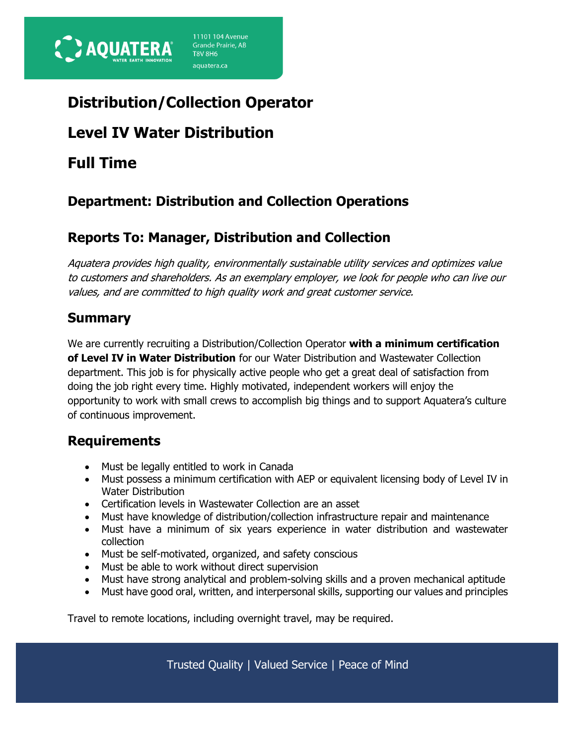11101 104 Avenue
Grande Prairie, AB
T8V 8H6
aquatera.ca

# Distribution/Collection Operator

# Level IV Water Distribution

# Full Time

## Department: Distribution and Collection Operations

## Reports To: Manager, Distribution and Collection

*Aquatera provides high quality, environmentally sustainable utility services and optimizes value to customers and shareholders. As an exemplary employer, we look for people who can live our values, and are committed to high quality work and great customer service.*

## Summary

We are currently recruiting a Distribution/Collection Operator **with a minimum certification of Level IV in Water Distribution** for our Water Distribution and Wastewater Collection department. This job is for physically active people who get a great deal of satisfaction from doing the job right every time. Highly motivated, independent workers will enjoy the opportunity to work with small crews to accomplish big things and to support Aquatera's culture of continuous improvement.

## Requirements

- Must be legally entitled to work in Canada
- Must possess a minimum certification with AEP or equivalent licensing body of Level IV in Water Distribution
- Certification levels in Wastewater Collection are an asset
- Must have knowledge of distribution/collection infrastructure repair and maintenance
- Must have a minimum of six years experience in water distribution and wastewater collection
- Must be self-motivated, organized, and safety conscious
- Must be able to work without direct supervision
- Must have strong analytical and problem-solving skills and a proven mechanical aptitude
- Must have good oral, written, and interpersonal skills, supporting our values and principles

Travel to remote locations, including overnight travel, may be required.

Trusted Quality | Valued Service | Peace of Mind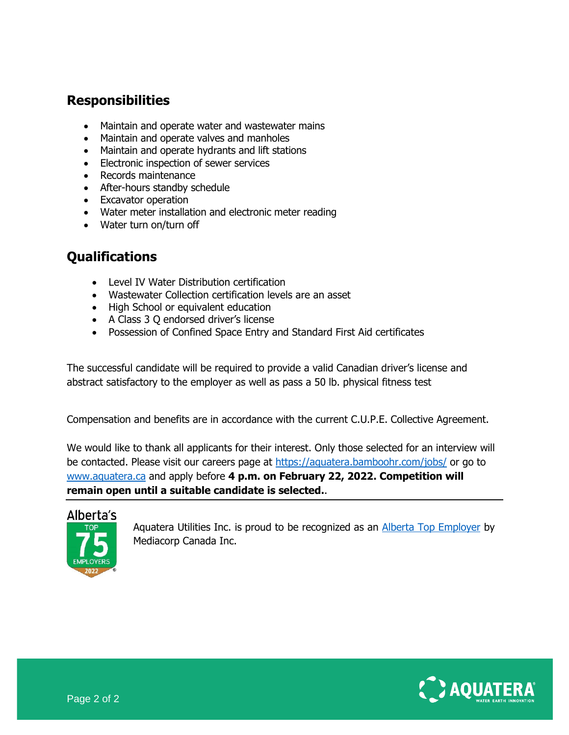## Responsibilities

- Maintain and operate water and wastewater mains
- Maintain and operate valves and manholes
- Maintain and operate hydrants and lift stations
- Electronic inspection of sewer services
- Records maintenance
- After-hours standby schedule
- Excavator operation
- Water meter installation and electronic meter reading
- Water turn on/turn off

## Qualifications

- Level IV Water Distribution certification
- Wastewater Collection certification levels are an asset
- High School or equivalent education
- A Class 3 Q endorsed driver's license
- Possession of Confined Space Entry and Standard First Aid certificates

The successful candidate will be required to provide a valid Canadian driver's license and abstract satisfactory to the employer as well as pass a 50 lb. physical fitness test

Compensation and benefits are in accordance with the current C.U.P.E. Collective Agreement.

We would like to thank all applicants for their interest. Only those selected for an interview will be contacted. Please visit our careers page at https://aquatera.bamboohr.com/jobs/ or go to www.aquatera.ca and apply before **4 p.m. on February 22, 2022. Competition will remain open until a suitable candidate is selected.**.

---

Alberta's TOP 75 EMPLOYERS 2022

Aquatera Utilities Inc. is proud to be recognized as an Alberta Top Employer by Mediacorp Canada Inc.